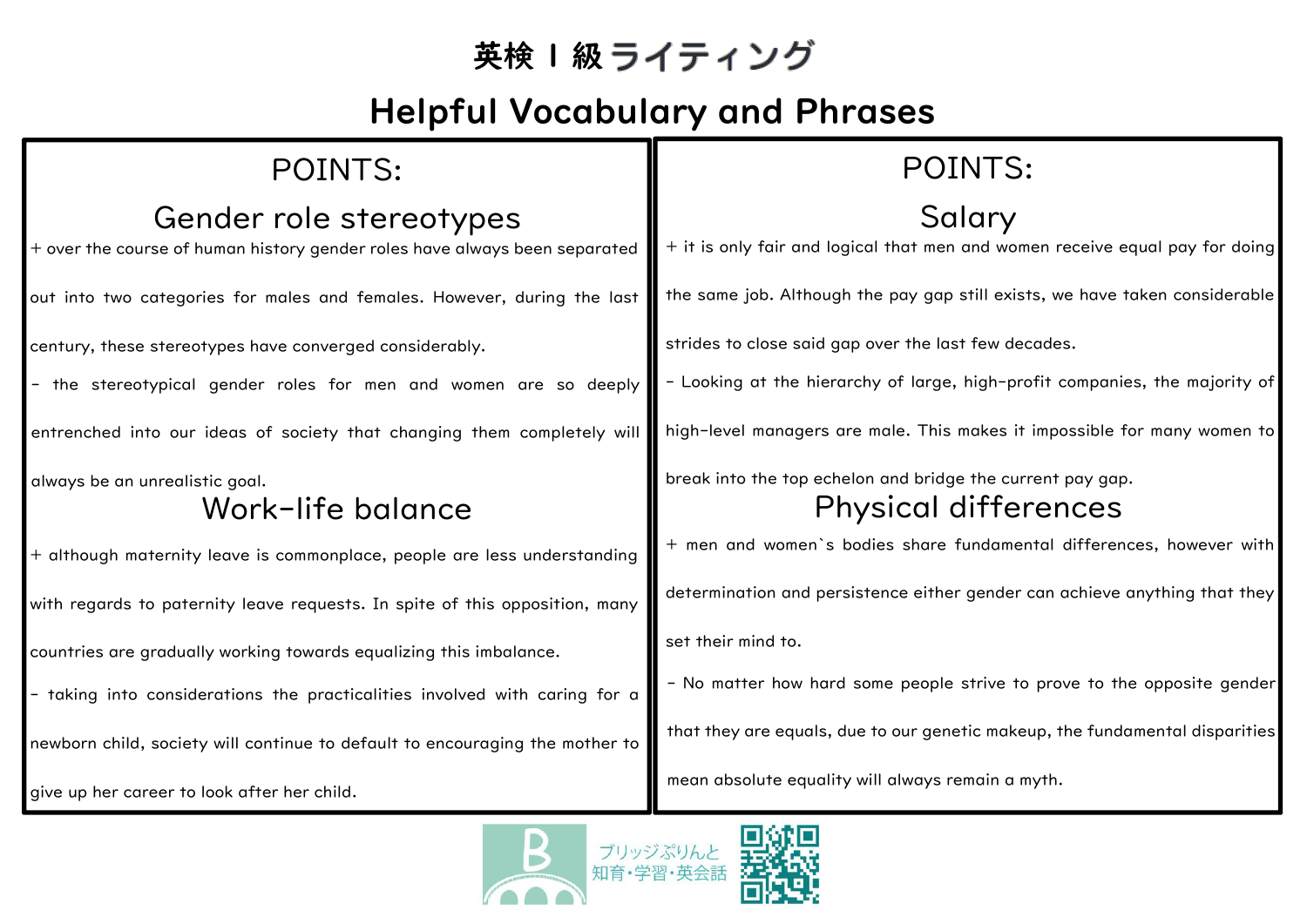# 英検 I 級 ライティング

# Helpful Vocabulary and Phrases

## POINTS:

### Gender role stereotypes

+ over the course of human history gender roles have always been separated out into two categories for males and females. However, during the last century, these stereotypes have converged considerably.

- the stereotypical gender roles for men and women are so deeply entrenched into our ideas of society that changing them completely will always be an unrealistic goal.

### Work-life balance

+ although maternity leave is commonplace, people are less understanding with regards to paternity leave requests. In spite of this opposition, many countries are gradually working towards equalizing this imbalance.

- taking into considerations the practicalities involved with caring for a newborn child, society will continue to default to encouraging the mother to give up her career to look after her child.

## POINTS:

### Salary

+ it is only fair and logical that men and women receive equal pay for doing the same job. Although the pay gap still exists, we have taken considerable strides to close said gap over the last few decades.

- Looking at the hierarchy of large, high-profit companies, the majority of high-level managers are male. This makes it impossible for many women to break into the top echelon and bridge the current pay gap.

### Physical differences

+ men and women`s bodies share fundamental differences, however with determination and persistence either gender can achieve anything that they set their mind to.

- No matter how hard some people strive to prove to the opposite gender that they are equals, due to our genetic makeup, the fundamental disparities mean absolute equality will always remain a myth.

ブリッジぷりんと
知育・学習・英会話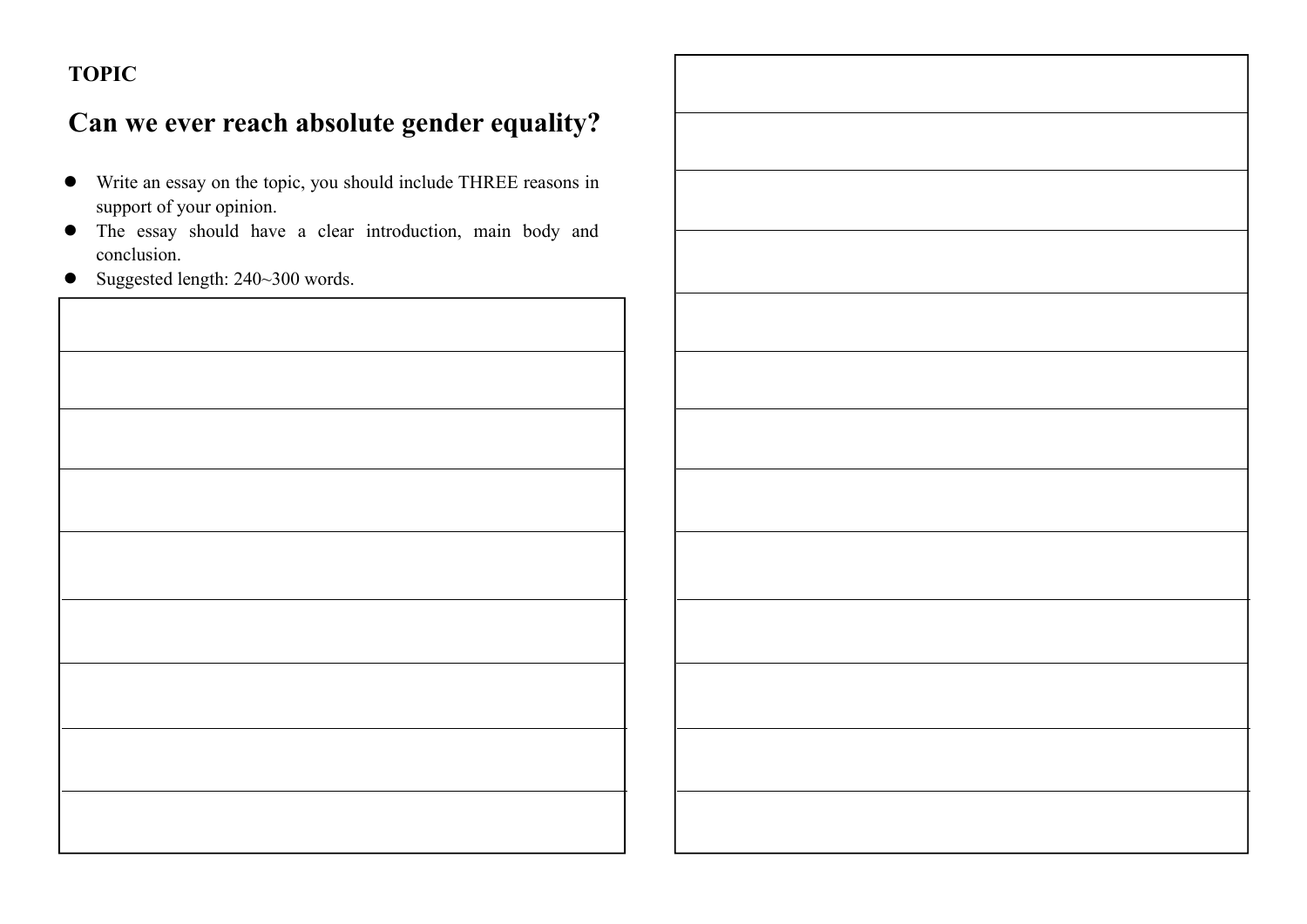**TOPIC**

## Can we ever reach absolute gender equality?

- Write an essay on the topic, you should include THREE reasons in support of your opinion.
- The essay should have a clear introduction, main body and conclusion.
- Suggested length: 240~300 words.